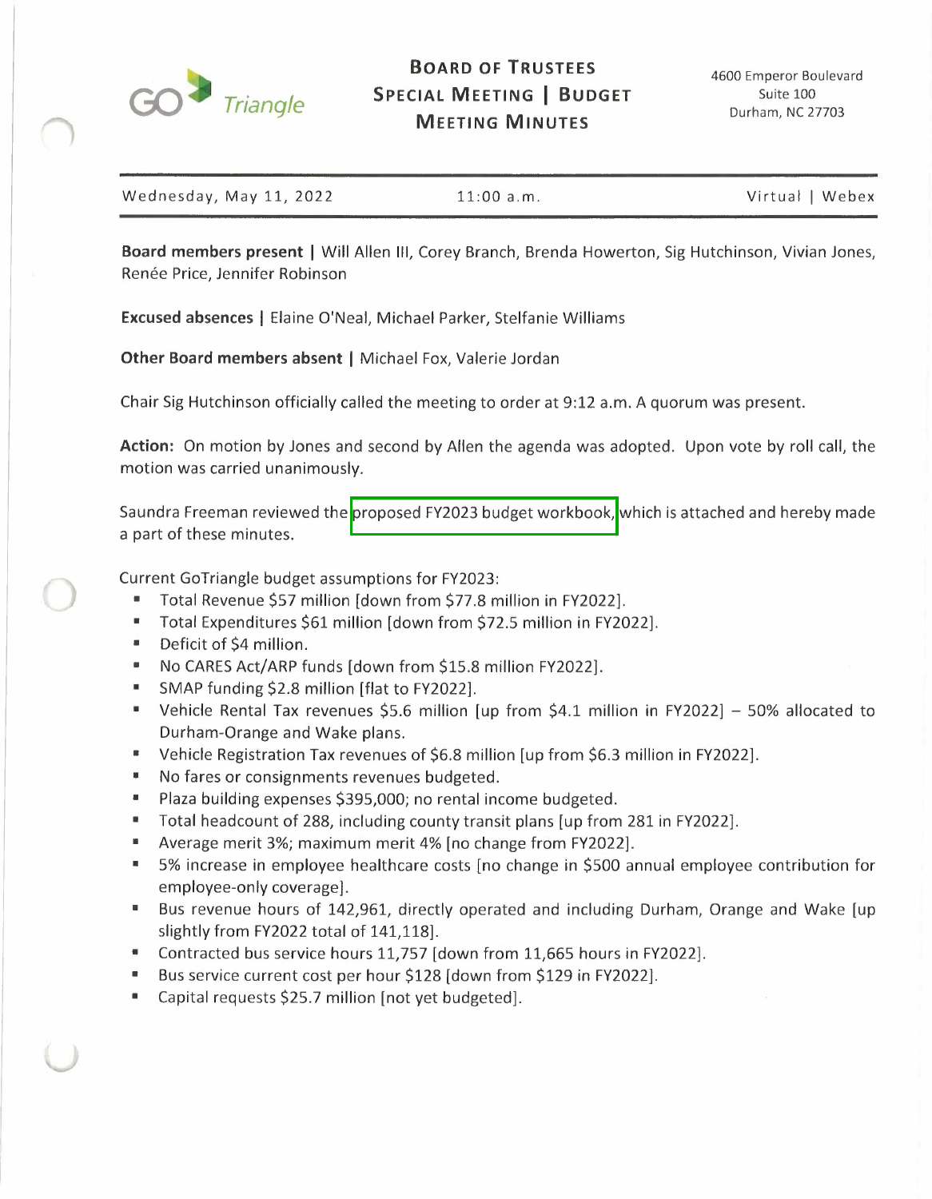GoTriangle

# Board of Trustees Special Meeting | Budget Meeting Minutes

4600 Emperor Boulevard
Suite 100
Durham, NC 27703

Wednesday, May 11, 2022 | 11:00 a.m. | Virtual | Webex

**Board members present |** Will Allen III, Corey Branch, Brenda Howerton, Sig Hutchinson, Vivian Jones, Renée Price, Jennifer Robinson

**Excused absences |** Elaine O'Neal, Michael Parker, Stelfanie Williams

**Other Board members absent |** Michael Fox, Valerie Jordan

Chair Sig Hutchinson officially called the meeting to order at 9:12 a.m. A quorum was present.

**Action:** On motion by Jones and second by Allen the agenda was adopted. Upon vote by roll call, the motion was carried unanimously.

Saundra Freeman reviewed the proposed FY2023 budget workbook, which is attached and hereby made a part of these minutes.

Current GoTriangle budget assumptions for FY2023:

- Total Revenue $57 million [down from $77.8 million in FY2022].
- Total Expenditures $61 million [down from $72.5 million in FY2022].
- Deficit of $4 million.
- No CARES Act/ARP funds [down from $15.8 million FY2022].
- SMAP funding $2.8 million [flat to FY2022].
- Vehicle Rental Tax revenues $5.6 million [up from $4.1 million in FY2022] – 50% allocated to Durham-Orange and Wake plans.
- Vehicle Registration Tax revenues of $6.8 million [up from $6.3 million in FY2022].
- No fares or consignments revenues budgeted.
- Plaza building expenses $395,000; no rental income budgeted.
- Total headcount of 288, including county transit plans [up from 281 in FY2022].
- Average merit 3%; maximum merit 4% [no change from FY2022].
- 5% increase in employee healthcare costs [no change in $500 annual employee contribution for employee-only coverage].
- Bus revenue hours of 142,961, directly operated and including Durham, Orange and Wake [up slightly from FY2022 total of 141,118].
- Contracted bus service hours 11,757 [down from 11,665 hours in FY2022].
- Bus service current cost per hour $128 [down from $129 in FY2022].
- Capital requests $25.7 million [not yet budgeted].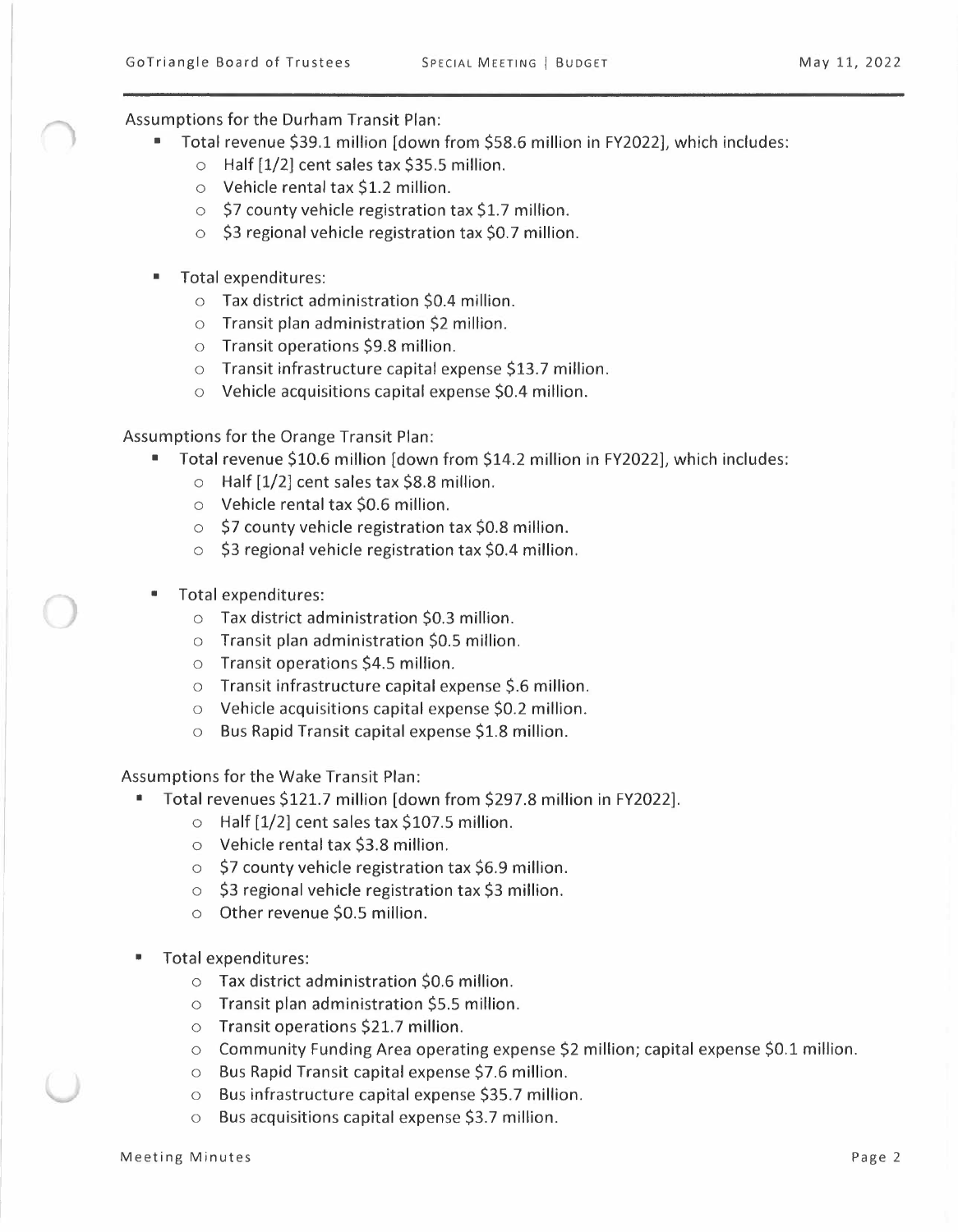Assumptions for the Durham Transit Plan:

- Total revenue $39.1 million [down from $58.6 million in FY2022], which includes:
  - Half [1/2] cent sales tax $35.5 million.
  - Vehicle rental tax $1.2 million.
  - $7 county vehicle registration tax $1.7 million.
  - $3 regional vehicle registration tax $0.7 million.

- Total expenditures:
  - Tax district administration $0.4 million.
  - Transit plan administration $2 million.
  - Transit operations $9.8 million.
  - Transit infrastructure capital expense $13.7 million.
  - Vehicle acquisitions capital expense $0.4 million.

Assumptions for the Orange Transit Plan:

- Total revenue $10.6 million [down from $14.2 million in FY2022], which includes:
  - Half [1/2] cent sales tax $8.8 million.
  - Vehicle rental tax $0.6 million.
  - $7 county vehicle registration tax $0.8 million.
  - $3 regional vehicle registration tax $0.4 million.

- Total expenditures:
  - Tax district administration $0.3 million.
  - Transit plan administration $0.5 million.
  - Transit operations $4.5 million.
  - Transit infrastructure capital expense $.6 million.
  - Vehicle acquisitions capital expense $0.2 million.
  - Bus Rapid Transit capital expense $1.8 million.

Assumptions for the Wake Transit Plan:

- Total revenues $121.7 million [down from $297.8 million in FY2022].
  - Half [1/2] cent sales tax $107.5 million.
  - Vehicle rental tax $3.8 million.
  - $7 county vehicle registration tax $6.9 million.
  - $3 regional vehicle registration tax $3 million.
  - Other revenue $0.5 million.

- Total expenditures:
  - Tax district administration $0.6 million.
  - Transit plan administration $5.5 million.
  - Transit operations $21.7 million.
  - Community Funding Area operating expense $2 million; capital expense $0.1 million.
  - Bus Rapid Transit capital expense $7.6 million.
  - Bus infrastructure capital expense $35.7 million.
  - Bus acquisitions capital expense $3.7 million.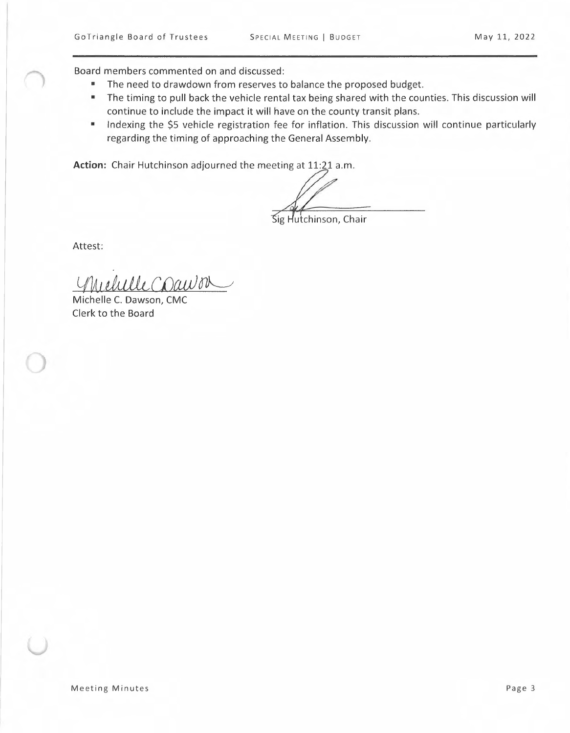Board members commented on and discussed:

- The need to drawdown from reserves to balance the proposed budget.
- The timing to pull back the vehicle rental tax being shared with the counties. This discussion will continue to include the impact it will have on the county transit plans.
- Indexing the $5 vehicle registration fee for inflation. This discussion will continue particularly regarding the timing of approaching the General Assembly.

**Action:** Chair Hutchinson adjourned the meeting at 11:21 a.m.

Sig Hutchinson, Chair

Attest:

Michelle C. Dawson, CMC
Clerk to the Board